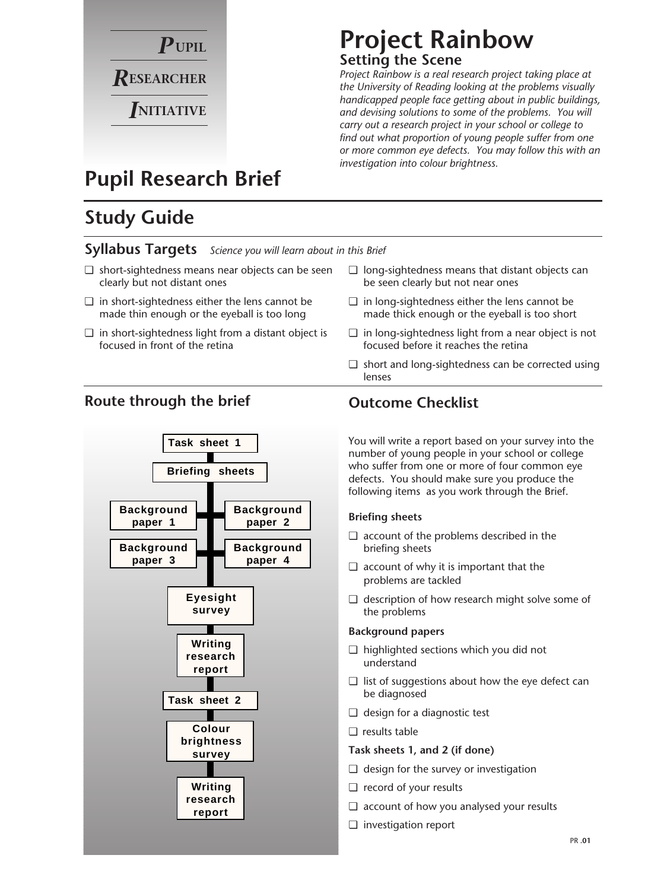**PUPIL RESEARCHER INITIATIVE**

# Project Rainbow

## Setting the Scene

*Project Rainbow is a real research project taking place at the University of Reading looking at the problems visually handicapped people face getting about in public buildings, and devising solutions to some of the problems. You will carry out a research project in your school or college to find out what proportion of young people suffer from one or more common eye defects. You may follow this with an investigation into colour brightness.*

# Pupil Research Brief

## Study Guide

### Syllabus Targets *Science you will learn about in this Brief*

- ❑ short-sightedness means near objects can be seen clearly but not distant ones
- ❑ in short-sightedness either the lens cannot be made thin enough or the eyeball is too long
- ❑ in short-sightedness light from a distant object is focused in front of the retina
- ❑ long-sightedness means that distant objects can be seen clearly but not near ones
- ❑ in long-sightedness either the lens cannot be made thick enough or the eyeball is too short
- ❑ in long-sightedness light from a near object is not focused before it reaches the retina
- ❑ short and long-sightedness can be corrected using lenses

### Route through the brief

- Task sheet 1
- Briefing sheets
- Background paper 1
- Background paper 2
- Background paper 3
- Background paper 4
- Eyesight survey
- Writing research report
- Task sheet 2
- Colour brightness survey
- Writing research report

### Outcome Checklist

You will write a report based on your survey into the number of young people in your school or college who suffer from one or more of four common eye defects. You should make sure you produce the following items as you work through the Brief.

**Briefing sheets**

- ❑ account of the problems described in the briefing sheets
- ❑ account of why it is important that the problems are tackled
- ❑ description of how research might solve some of the problems

**Background papers**

- ❑ highlighted sections which you did not understand
- ❑ list of suggestions about how the eye defect can be diagnosed
- ❑ design for a diagnostic test
- ❑ results table

**Task sheets 1, and 2 (if done)**

- ❑ design for the survey or investigation
- ❑ record of your results
- ❑ account of how you analysed your results
- ❑ investigation report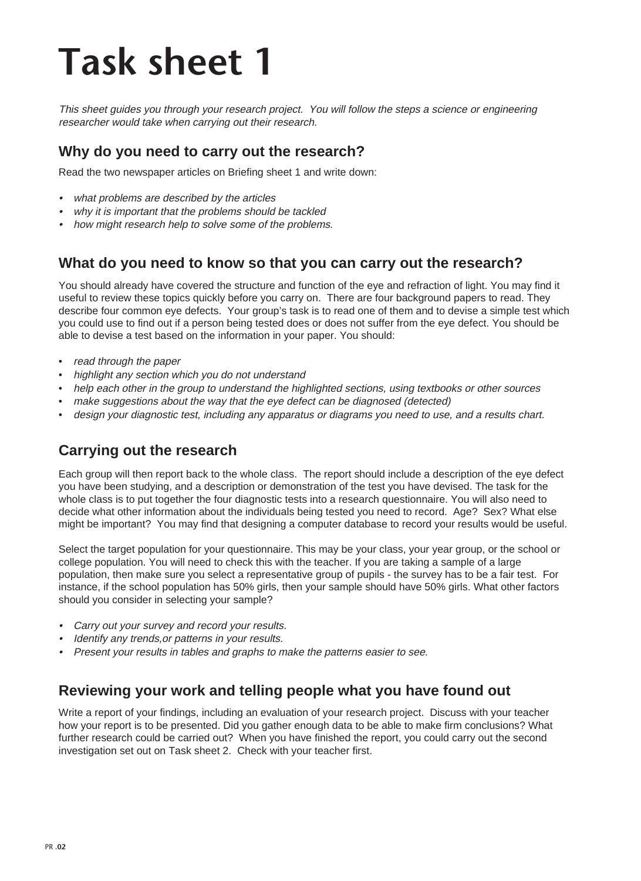# Task sheet 1

*This sheet guides you through your research project. You will follow the steps a science or engineering researcher would take when carrying out their research.*

## Why do you need to carry out the research?

Read the two newspaper articles on Briefing sheet 1 and write down:

- *what problems are described by the articles*
- *why it is important that the problems should be tackled*
- *how might research help to solve some of the problems.*

## What do you need to know so that you can carry out the research?

You should already have covered the structure and function of the eye and refraction of light. You may find it useful to review these topics quickly before you carry on. There are four background papers to read. They describe four common eye defects. Your group's task is to read one of them and to devise a simple test which you could use to find out if a person being tested does or does not suffer from the eye defect. You should be able to devise a test based on the information in your paper. You should:

- *read through the paper*
- *highlight any section which you do not understand*
- *help each other in the group to understand the highlighted sections, using textbooks or other sources*
- *make suggestions about the way that the eye defect can be diagnosed (detected)*
- *design your diagnostic test, including any apparatus or diagrams you need to use, and a results chart.*

## Carrying out the research

Each group will then report back to the whole class. The report should include a description of the eye defect you have been studying, and a description or demonstration of the test you have devised. The task for the whole class is to put together the four diagnostic tests into a research questionnaire. You will also need to decide what other information about the individuals being tested you need to record. Age? Sex? What else might be important? You may find that designing a computer database to record your results would be useful.

Select the target population for your questionnaire. This may be your class, your year group, or the school or college population. You will need to check this with the teacher. If you are taking a sample of a large population, then make sure you select a representative group of pupils - the survey has to be a fair test. For instance, if the school population has 50% girls, then your sample should have 50% girls. What other factors should you consider in selecting your sample?

- *Carry out your survey and record your results.*
- *Identify any trends,or patterns in your results.*
- *Present your results in tables and graphs to make the patterns easier to see.*

## Reviewing your work and telling people what you have found out

Write a report of your findings, including an evaluation of your research project. Discuss with your teacher how your report is to be presented. Did you gather enough data to be able to make firm conclusions? What further research could be carried out? When you have finished the report, you could carry out the second investigation set out on Task sheet 2. Check with your teacher first.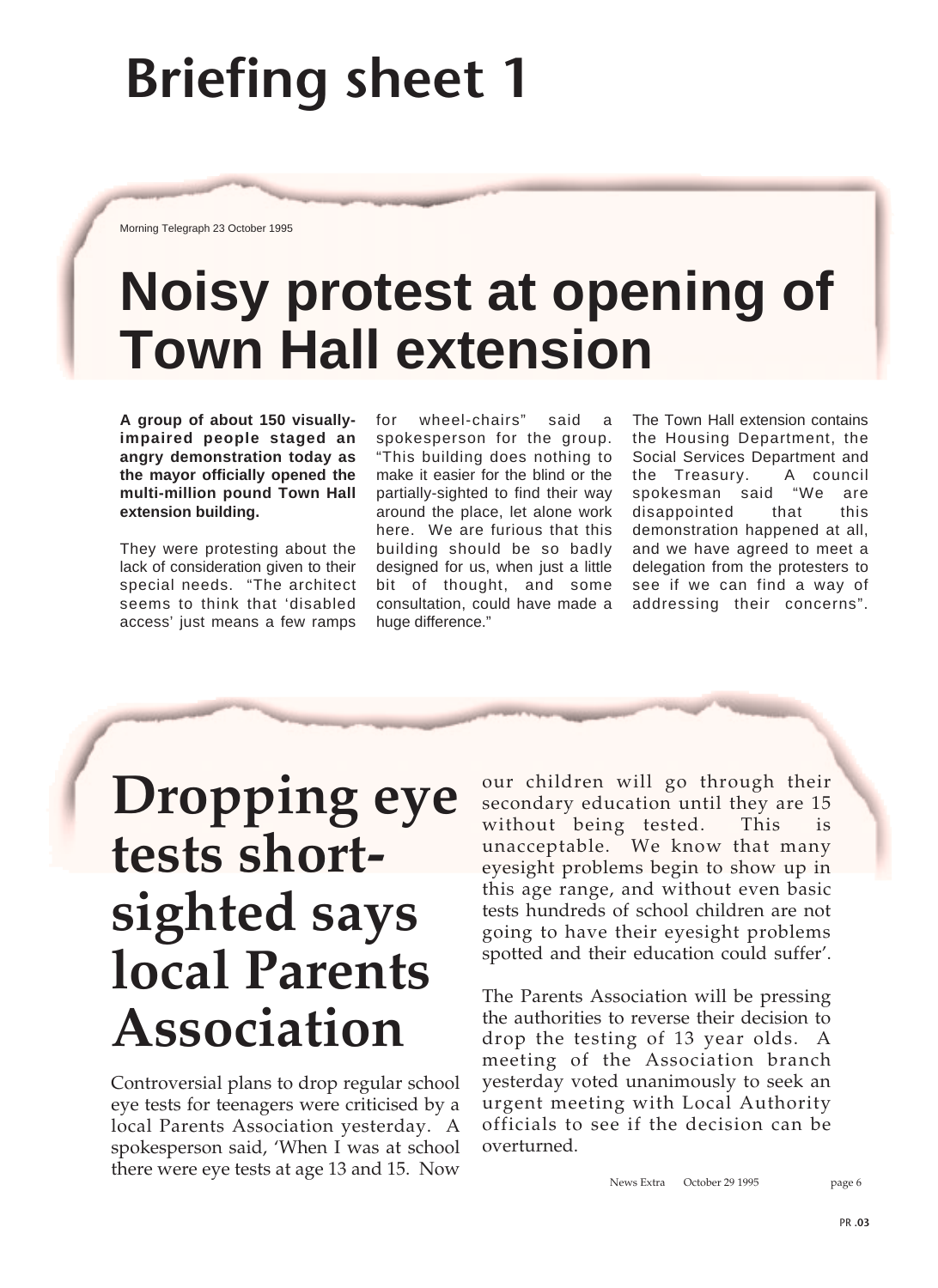# Briefing sheet 1

Morning Telegraph 23 October 1995

## Noisy protest at opening of Town Hall extension

**A group of about 150 visually-impaired people staged an angry demonstration today as the mayor officially opened the multi-million pound Town Hall extension building.**

They were protesting about the lack of consideration given to their special needs. "The architect seems to think that 'disabled access' just means a few ramps for wheel-chairs" said a spokesperson for the group. "This building does nothing to make it easier for the blind or the partially-sighted to find their way around the place, let alone work here. We are furious that this building should be so badly designed for us, when just a little bit of thought, and some consultation, could have made a huge difference."

The Town Hall extension contains the Housing Department, the Social Services Department and the Treasury. A council spokesman said "We are disappointed that this demonstration happened at all, and we have agreed to meet a delegation from the protesters to see if we can find a way of addressing their concerns".

## Dropping eye tests short-sighted says local Parents Association

Controversial plans to drop regular school eye tests for teenagers were criticised by a local Parents Association yesterday. A spokesperson said, 'When I was at school there were eye tests at age 13 and 15. Now our children will go through their secondary education until they are 15 without being tested. This is unacceptable. We know that many eyesight problems begin to show up in this age range, and without even basic tests hundreds of school children are not going to have their eyesight problems spotted and their education could suffer'.

The Parents Association will be pressing the authorities to reverse their decision to drop the testing of 13 year olds. A meeting of the Association branch yesterday voted unanimously to seek an urgent meeting with Local Authority officials to see if the decision can be overturned.

News Extra October 29 1995 page 6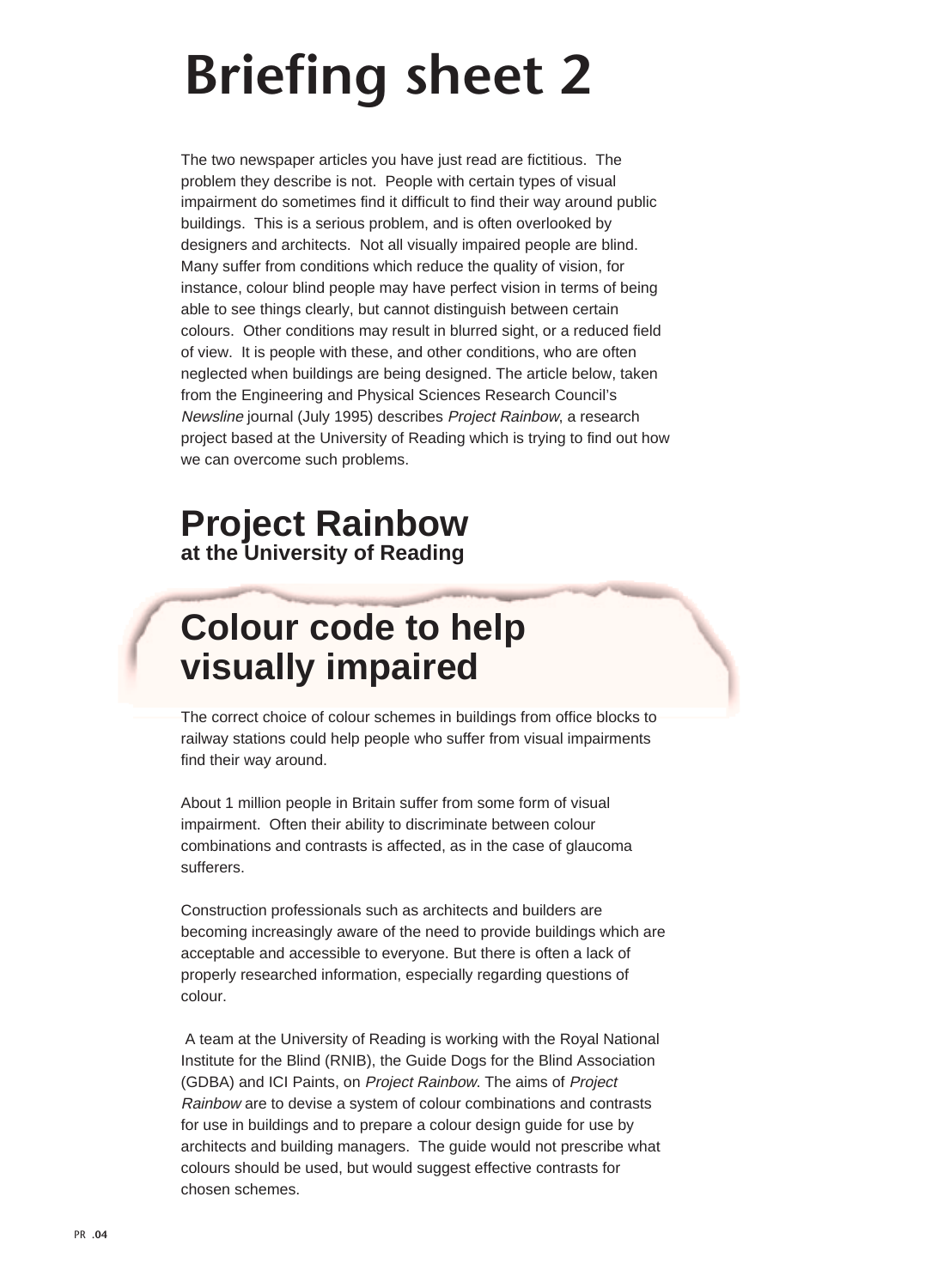# Briefing sheet 2

The two newspaper articles you have just read are fictitious. The problem they describe is not. People with certain types of visual impairment do sometimes find it difficult to find their way around public buildings. This is a serious problem, and is often overlooked by designers and architects. Not all visually impaired people are blind. Many suffer from conditions which reduce the quality of vision, for instance, colour blind people may have perfect vision in terms of being able to see things clearly, but cannot distinguish between certain colours. Other conditions may result in blurred sight, or a reduced field of view. It is people with these, and other conditions, who are often neglected when buildings are being designed. The article below, taken from the Engineering and Physical Sciences Research Council's *Newsline* journal (July 1995) describes *Project Rainbow*, a research project based at the University of Reading which is trying to find out how we can overcome such problems.

## Project Rainbow
**at the University of Reading**

## Colour code to help visually impaired

The correct choice of colour schemes in buildings from office blocks to railway stations could help people who suffer from visual impairments find their way around.

About 1 million people in Britain suffer from some form of visual impairment. Often their ability to discriminate between colour combinations and contrasts is affected, as in the case of glaucoma sufferers.

Construction professionals such as architects and builders are becoming increasingly aware of the need to provide buildings which are acceptable and accessible to everyone. But there is often a lack of properly researched information, especially regarding questions of colour.

A team at the University of Reading is working with the Royal National Institute for the Blind (RNIB), the Guide Dogs for the Blind Association (GDBA) and ICI Paints, on *Project Rainbow*. The aims of *Project Rainbow* are to devise a system of colour combinations and contrasts for use in buildings and to prepare a colour design guide for use by architects and building managers. The guide would not prescribe what colours should be used, but would suggest effective contrasts for chosen schemes.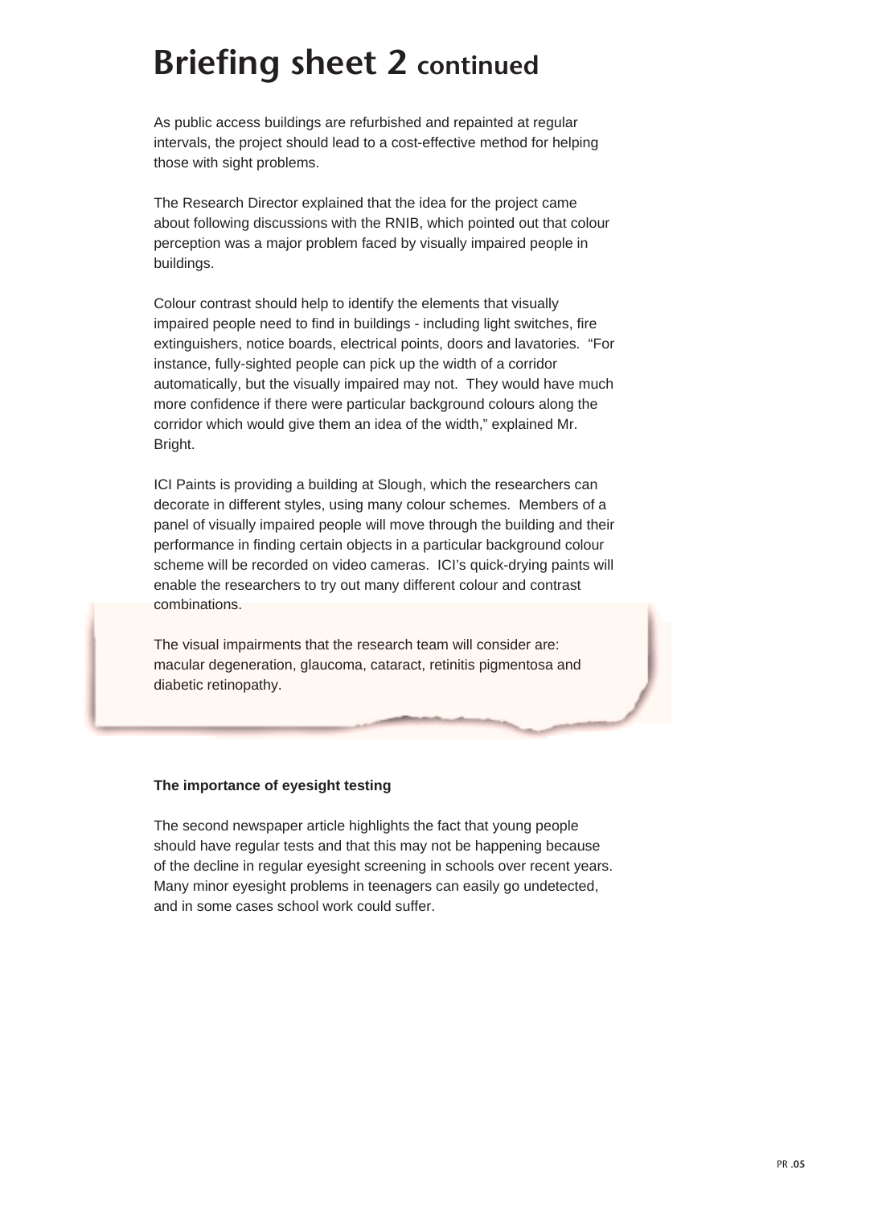# Briefing sheet 2 continued

As public access buildings are refurbished and repainted at regular intervals, the project should lead to a cost-effective method for helping those with sight problems.

The Research Director explained that the idea for the project came about following discussions with the RNIB, which pointed out that colour perception was a major problem faced by visually impaired people in buildings.

Colour contrast should help to identify the elements that visually impaired people need to find in buildings - including light switches, fire extinguishers, notice boards, electrical points, doors and lavatories. "For instance, fully-sighted people can pick up the width of a corridor automatically, but the visually impaired may not. They would have much more confidence if there were particular background colours along the corridor which would give them an idea of the width," explained Mr. Bright.

ICI Paints is providing a building at Slough, which the researchers can decorate in different styles, using many colour schemes. Members of a panel of visually impaired people will move through the building and their performance in finding certain objects in a particular background colour scheme will be recorded on video cameras. ICI's quick-drying paints will enable the researchers to try out many different colour and contrast combinations.

The visual impairments that the research team will consider are: macular degeneration, glaucoma, cataract, retinitis pigmentosa and diabetic retinopathy.

**The importance of eyesight testing**

The second newspaper article highlights the fact that young people should have regular tests and that this may not be happening because of the decline in regular eyesight screening in schools over recent years. Many minor eyesight problems in teenagers can easily go undetected, and in some cases school work could suffer.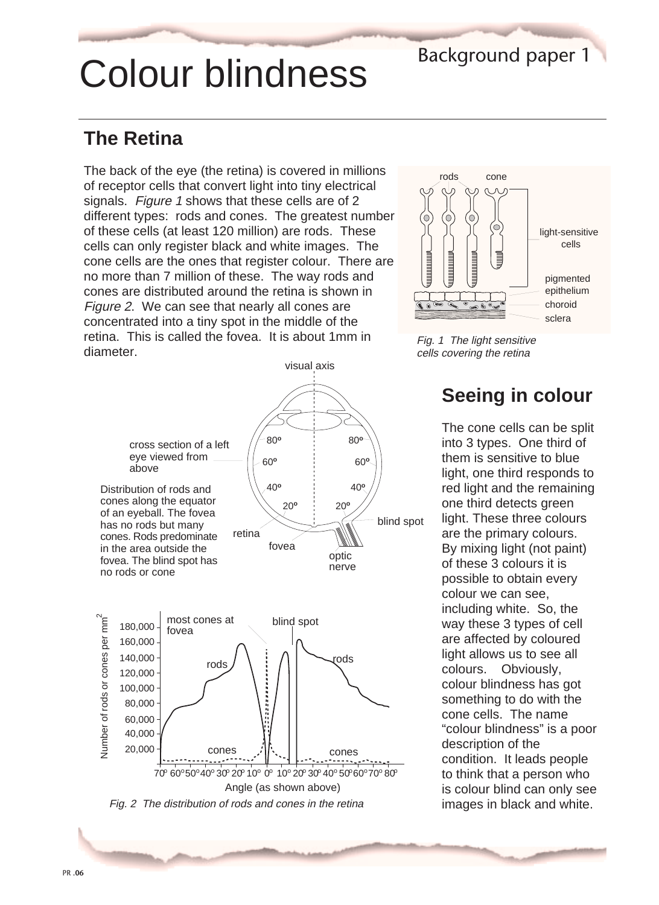# Colour blindness

## The Retina

The back of the eye (the retina) is covered in millions of receptor cells that convert light into tiny electrical signals. *Figure 1* shows that these cells are of 2 different types: rods and cones. The greatest number of these cells (at least 120 million) are rods. These cells can only register black and white images. The cone cells are the ones that register colour. There are no more than 7 million of these. The way rods and cones are distributed around the retina is shown in *Figure 2*. We can see that nearly all cones are concentrated into a tiny spot in the middle of the retina. This is called the fovea. It is about 1mm in diameter.

*Fig. 1 The light sensitive cells covering the retina*

cross section of a left eye viewed from above

Distribution of rods and cones along the equator of an eyeball. The fovea has no rods but many cones. Rods predominate in the area outside the fovea. The blind spot has no rods or cone

*Fig. 2 The distribution of rods and cones in the retina*

## Seeing in colour

The cone cells can be split into 3 types. One third of them is sensitive to blue light, one third responds to red light and the remaining one third detects green light. These three colours are the primary colours. By mixing light (not paint) of these 3 colours it is possible to obtain every colour we can see, including white. So, the way these 3 types of cell are affected by coloured light allows us to see all colours. Obviously, colour blindness has got something to do with the cone cells. The name "colour blindness" is a poor description of the condition. It leads people to think that a person who is colour blind can only see images in black and white.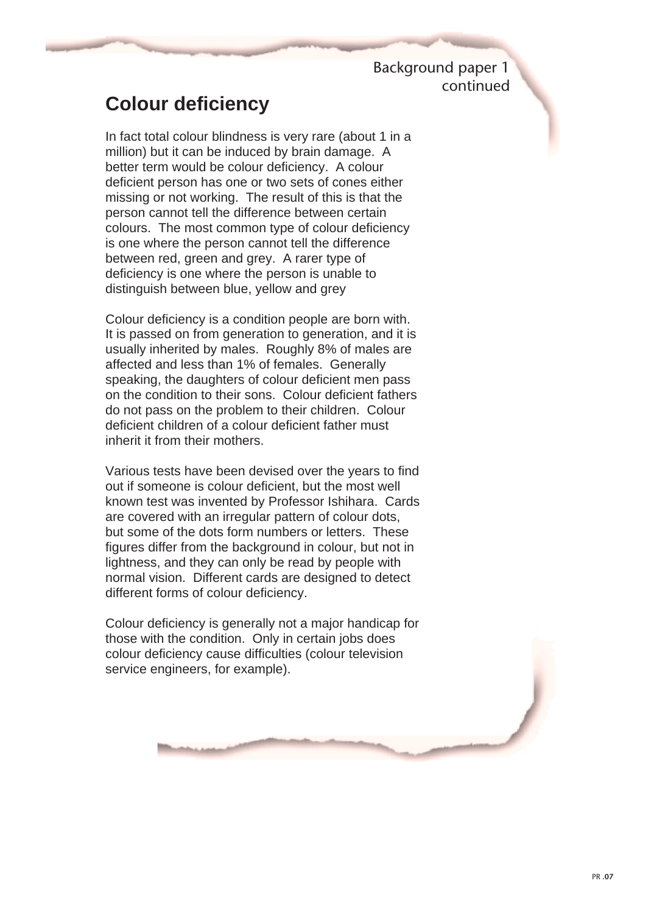Background paper 1 continued

## Colour deficiency

In fact total colour blindness is very rare (about 1 in a million) but it can be induced by brain damage. A better term would be colour deficiency. A colour deficient person has one or two sets of cones either missing or not working. The result of this is that the person cannot tell the difference between certain colours. The most common type of colour deficiency is one where the person cannot tell the difference between red, green and grey. A rarer type of deficiency is one where the person is unable to distinguish between blue, yellow and grey

Colour deficiency is a condition people are born with. It is passed on from generation to generation, and it is usually inherited by males. Roughly 8% of males are affected and less than 1% of females. Generally speaking, the daughters of colour deficient men pass on the condition to their sons. Colour deficient fathers do not pass on the problem to their children. Colour deficient children of a colour deficient father must inherit it from their mothers.

Various tests have been devised over the years to find out if someone is colour deficient, but the most well known test was invented by Professor Ishihara. Cards are covered with an irregular pattern of colour dots, but some of the dots form numbers or letters. These figures differ from the background in colour, but not in lightness, and they can only be read by people with normal vision. Different cards are designed to detect different forms of colour deficiency.

Colour deficiency is generally not a major handicap for those with the condition. Only in certain jobs does colour deficiency cause difficulties (colour television service engineers, for example).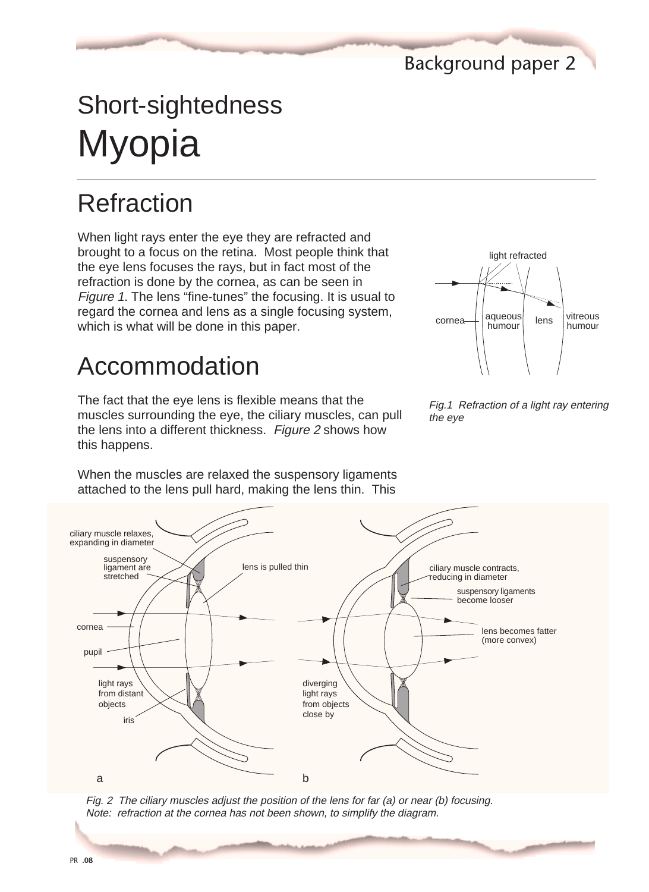# Short-sightedness
# Myopia

## Refraction

When light rays enter the eye they are refracted and brought to a focus on the retina. Most people think that the eye lens focuses the rays, but in fact most of the refraction is done by the cornea, as can be seen in *Figure 1*. The lens "fine-tunes" the focusing. It is usual to regard the cornea and lens as a single focusing system, which is what will be done in this paper.

*Fig.1 Refraction of a light ray entering the eye*

## Accommodation

The fact that the eye lens is flexible means that the muscles surrounding the eye, the ciliary muscles, can pull the lens into a different thickness. *Figure 2* shows how this happens.

When the muscles are relaxed the suspensory ligaments attached to the lens pull hard, making the lens thin. This

*Fig. 2 The ciliary muscles adjust the position of the lens for far (a) or near (b) focusing. Note: refraction at the cornea has not been shown, to simplify the diagram.*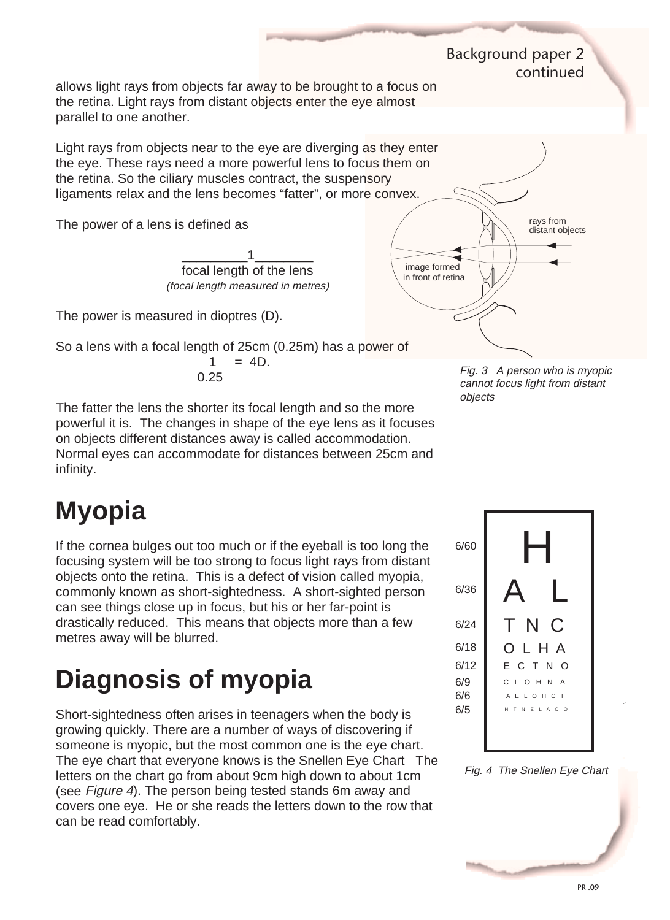allows light rays from objects far away to be brought to a focus on the retina. Light rays from distant objects enter the eye almost parallel to one another.

Light rays from objects near to the eye are diverging as they enter the eye. These rays need a more powerful lens to focus them on the retina. So the ciliary muscles contract, the suspensory ligaments relax and the lens becomes "fatter", or more convex.

The power of a lens is defined as

$$\frac{1}{\text{focal length of the lens}}$$

*(focal length measured in metres)*

The power is measured in dioptres (D).

So a lens with a focal length of 25cm (0.25m) has a power of

$$\frac{1}{0.25} = 4\text{D}.$$

The fatter the lens the shorter its focal length and so the more powerful it is. The changes in shape of the eye lens as it focuses on objects different distances away is called accommodation. Normal eyes can accommodate for distances between 25cm and infinity.

rays from distant objects

image formed in front of retina

*Fig. 3 A person who is myopic cannot focus light from distant objects*

# Myopia

If the cornea bulges out too much or if the eyeball is too long the focusing system will be too strong to focus light rays from distant objects onto the retina. This is a defect of vision called myopia, commonly known as short-sightedness. A short-sighted person can see things close up in focus, but his or her far-point is drastically reduced. This means that objects more than a few metres away will be blurred.

# Diagnosis of myopia

Short-sightedness often arises in teenagers when the body is growing quickly. There are a number of ways of discovering if someone is myopic, but the most common one is the eye chart. The eye chart that everyone knows is the Snellen Eye Chart The letters on the chart go from about 9cm high down to about 1cm (see *Figure 4*). The person being tested stands 6m away and covers one eye. He or she reads the letters down to the row that can be read comfortably.

| | |
|---|---|
| 6/60 | H |
| 6/36 | A L |
| 6/24 | T N C |
| 6/18 | O L H A |
| 6/12 | E C T N O |
| 6/9 | C L O H N A |
| 6/6 | A E L O H C T |
| 6/5 | H T N E L A C O |

*Fig. 4 The Snellen Eye Chart*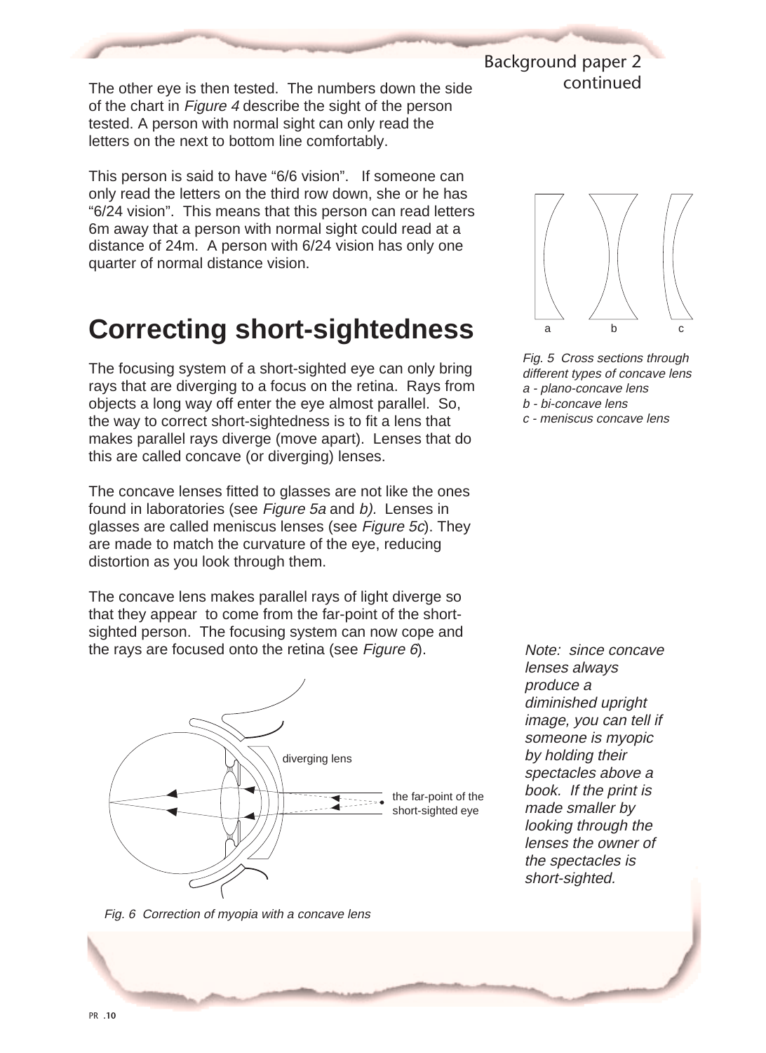The other eye is then tested. The numbers down the side of the chart in *Figure 4* describe the sight of the person tested. A person with normal sight can only read the letters on the next to bottom line comfortably.

This person is said to have “6/6 vision”. If someone can only read the letters on the third row down, she or he has “6/24 vision”. This means that this person can read letters 6m away that a person with normal sight could read at a distance of 24m. A person with 6/24 vision has only one quarter of normal distance vision.

# Correcting short-sightedness

The focusing system of a short-sighted eye can only bring rays that are diverging to a focus on the retina. Rays from objects a long way off enter the eye almost parallel. So, the way to correct short-sightedness is to fit a lens that makes parallel rays diverge (move apart). Lenses that do this are called concave (or diverging) lenses.

The concave lenses fitted to glasses are not like the ones found in laboratories (see *Figure 5a* and *b).* Lenses in glasses are called meniscus lenses (see *Figure 5c*). They are made to match the curvature of the eye, reducing distortion as you look through them.

The concave lens makes parallel rays of light diverge so that they appear to come from the far-point of the short-sighted person. The focusing system can now cope and the rays are focused onto the retina (see *Figure 6*).

*Fig. 5 Cross sections through different types of concave lens*
*a - plano-concave lens*
*b - bi-concave lens*
*c - meniscus concave lens*

*Note: since concave lenses always produce a diminished upright image, you can tell if someone is myopic by holding their spectacles above a book. If the print is made smaller by looking through the lenses the owner of the spectacles is short-sighted.*

*Fig. 6 Correction of myopia with a concave lens*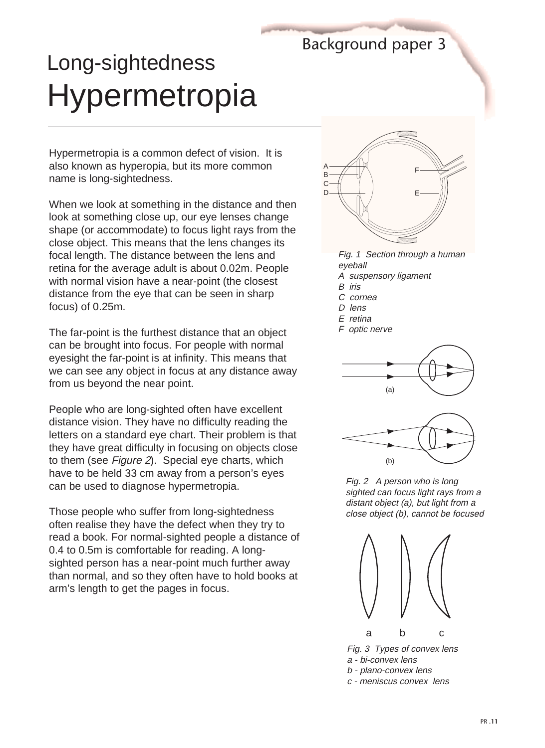Background paper 3

# Long-sightedness
# Hypermetropia

Hypermetropia is a common defect of vision. It is also known as hyperopia, but its more common name is long-sightedness.

When we look at something in the distance and then look at something close up, our eye lenses change shape (or accommodate) to focus light rays from the close object. This means that the lens changes its focal length. The distance between the lens and retina for the average adult is about 0.02m. People with normal vision have a near-point (the closest distance from the eye that can be seen in sharp focus) of 0.25m.

The far-point is the furthest distance that an object can be brought into focus. For people with normal eyesight the far-point is at infinity. This means that we can see any object in focus at any distance away from us beyond the near point.

People who are long-sighted often have excellent distance vision. They have no difficulty reading the letters on a standard eye chart. Their problem is that they have great difficulty in focusing on objects close to them (see *Figure 2*). Special eye charts, which have to be held 33 cm away from a person's eyes can be used to diagnose hypermetropia.

Those people who suffer from long-sightedness often realise they have the defect when they try to read a book. For normal-sighted people a distance of 0.4 to 0.5m is comfortable for reading. A long-sighted person has a near-point much further away than normal, and so they often have to hold books at arm's length to get the pages in focus.

*Fig. 1 Section through a human eyeball*
*A suspensory ligament*
*B iris*
*C cornea*
*D lens*
*E retina*
*F optic nerve*

*Fig. 2 A person who is long sighted can focus light rays from a distant object (a), but light from a close object (b), cannot be focused*

*Fig. 3 Types of convex lens*
*a - bi-convex lens*
*b - plano-convex lens*
*c - meniscus convex lens*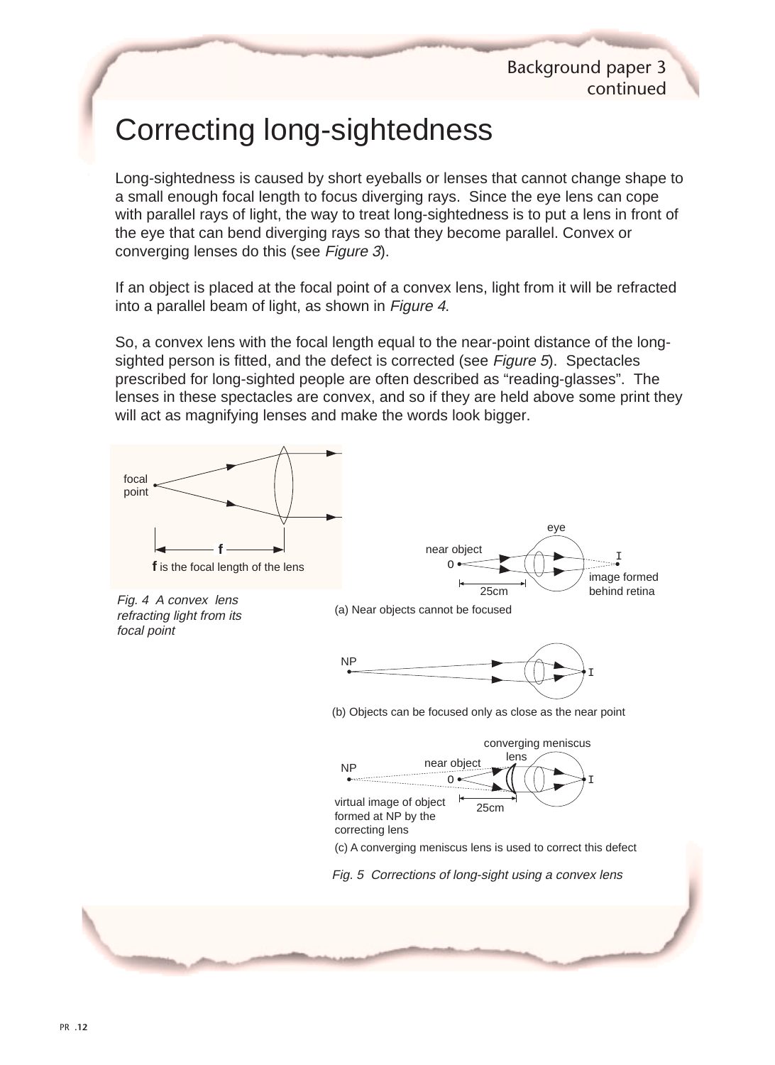# Correcting long-sightedness

Long-sightedness is caused by short eyeballs or lenses that cannot change shape to a small enough focal length to focus diverging rays. Since the eye lens can cope with parallel rays of light, the way to treat long-sightedness is to put a lens in front of the eye that can bend diverging rays so that they become parallel. Convex or converging lenses do this (see *Figure 3*).

If an object is placed at the focal point of a convex lens, light from it will be refracted into a parallel beam of light, as shown in *Figure 4*.

So, a convex lens with the focal length equal to the near-point distance of the long-sighted person is fitted, and the defect is corrected (see *Figure 5*). Spectacles prescribed for long-sighted people are often described as "reading-glasses". The lenses in these spectacles are convex, and so if they are held above some print they will act as magnifying lenses and make the words look bigger.

focal point

**f** is the focal length of the lens

*Fig. 4 A convex lens refracting light from its focal point*

eye

near object

image formed behind retina

25cm

(a) Near objects cannot be focused

NP

(b) Objects can be focused only as close as the near point

converging meniscus lens

near object

virtual image of object formed at NP by the correcting lens

25cm

(c) A converging meniscus lens is used to correct this defect

*Fig. 5 Corrections of long-sight using a convex lens*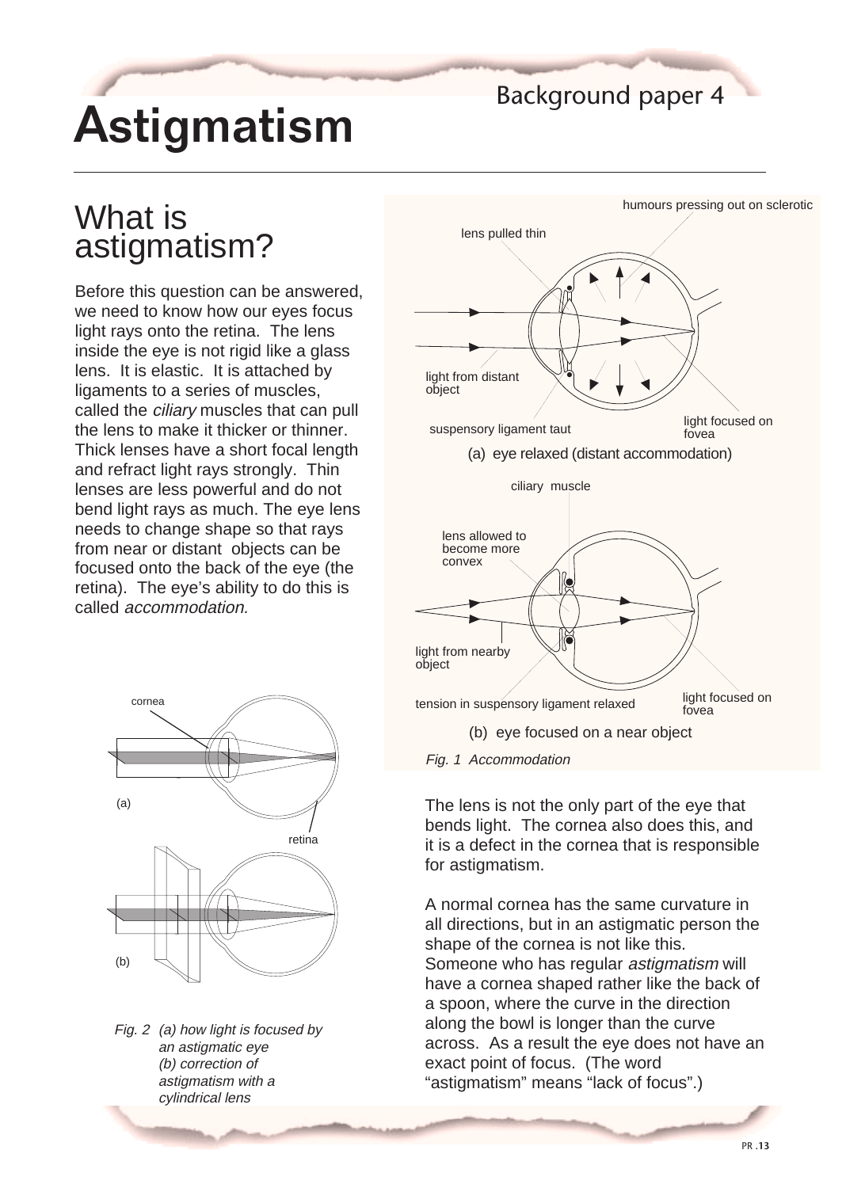# Astigmatism

## What is astigmatism?

Before this question can be answered, we need to know how our eyes focus light rays onto the retina. The lens inside the eye is not rigid like a glass lens. It is elastic. It is attached by ligaments to a series of muscles, called the *ciliary* muscles that can pull the lens to make it thicker or thinner. Thick lenses have a short focal length and refract light rays strongly. Thin lenses are less powerful and do not bend light rays as much. The eye lens needs to change shape so that rays from near or distant objects can be focused onto the back of the eye (the retina). The eye's ability to do this is called *accommodation.*

(a) eye relaxed (distant accommodation)

(b) eye focused on a near object

*Fig. 1 Accommodation*

*Fig. 2 (a) how light is focused by an astigmatic eye (b) correction of astigmatism with a cylindrical lens*

The lens is not the only part of the eye that bends light. The cornea also does this, and it is a defect in the cornea that is responsible for astigmatism.

A normal cornea has the same curvature in all directions, but in an astigmatic person the shape of the cornea is not like this. Someone who has regular *astigmatism* will have a cornea shaped rather like the back of a spoon, where the curve in the direction along the bowl is longer than the curve across. As a result the eye does not have an exact point of focus. (The word "astigmatism" means "lack of focus".)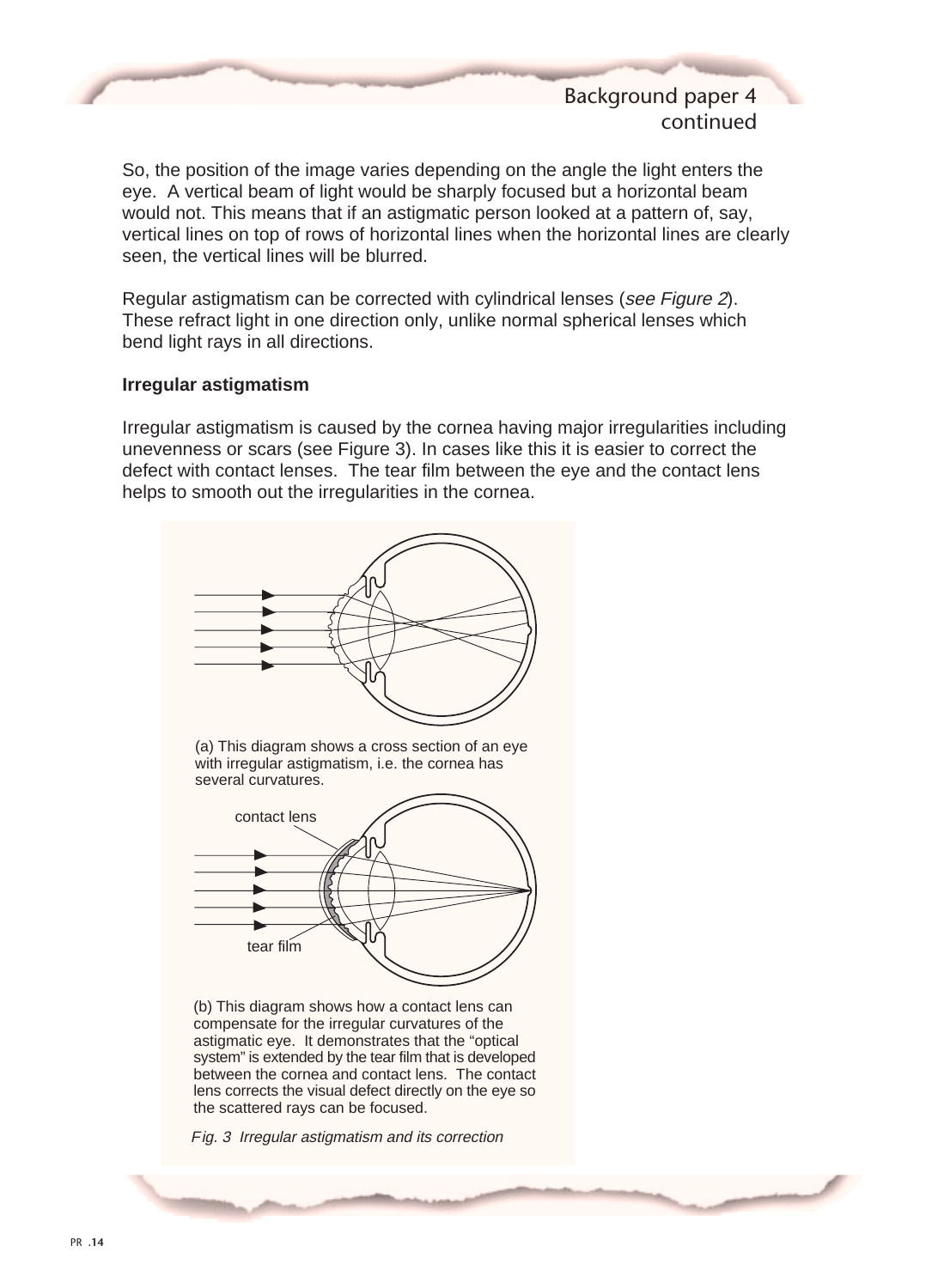So, the position of the image varies depending on the angle the light enters the eye. A vertical beam of light would be sharply focused but a horizontal beam would not. This means that if an astigmatic person looked at a pattern of, say, vertical lines on top of rows of horizontal lines when the horizontal lines are clearly seen, the vertical lines will be blurred.

Regular astigmatism can be corrected with cylindrical lenses (*see Figure 2*). These refract light in one direction only, unlike normal spherical lenses which bend light rays in all directions.

**Irregular astigmatism**

Irregular astigmatism is caused by the cornea having major irregularities including unevenness or scars (see Figure 3). In cases like this it is easier to correct the defect with contact lenses. The tear film between the eye and the contact lens helps to smooth out the irregularities in the cornea.

(a) This diagram shows a cross section of an eye with irregular astigmatism, i.e. the cornea has several curvatures.

contact lens

tear film

(b) This diagram shows how a contact lens can compensate for the irregular curvatures of the astigmatic eye. It demonstrates that the "optical system" is extended by the tear film that is developed between the cornea and contact lens. The contact lens corrects the visual defect directly on the eye so the scattered rays can be focused.

*Fig. 3 Irregular astigmatism and its correction*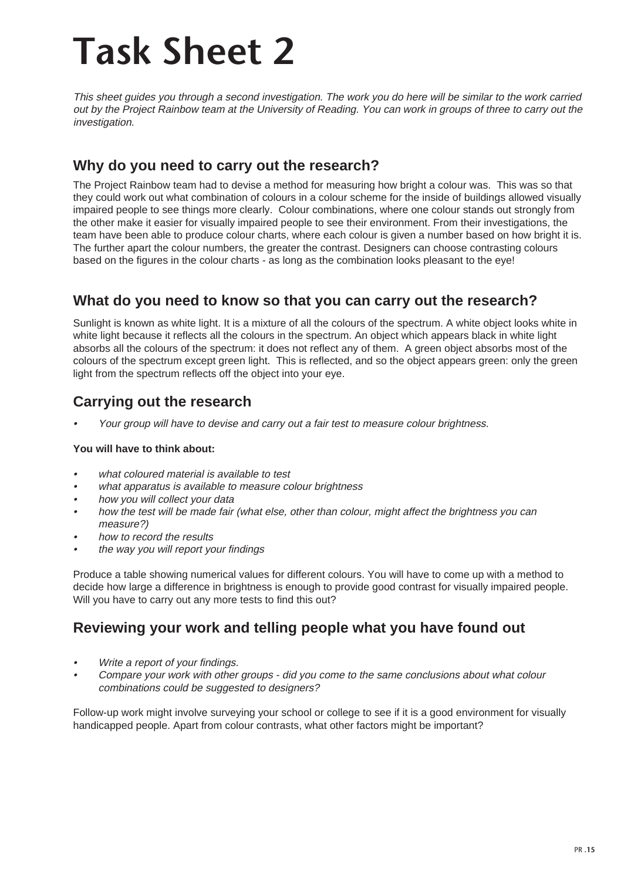# Task Sheet 2

*This sheet guides you through a second investigation. The work you do here will be similar to the work carried out by the Project Rainbow team at the University of Reading. You can work in groups of three to carry out the investigation.*

## Why do you need to carry out the research?

The Project Rainbow team had to devise a method for measuring how bright a colour was. This was so that they could work out what combination of colours in a colour scheme for the inside of buildings allowed visually impaired people to see things more clearly. Colour combinations, where one colour stands out strongly from the other make it easier for visually impaired people to see their environment. From their investigations, the team have been able to produce colour charts, where each colour is given a number based on how bright it is. The further apart the colour numbers, the greater the contrast. Designers can choose contrasting colours based on the figures in the colour charts - as long as the combination looks pleasant to the eye!

## What do you need to know so that you can carry out the research?

Sunlight is known as white light. It is a mixture of all the colours of the spectrum. A white object looks white in white light because it reflects all the colours in the spectrum. An object which appears black in white light absorbs all the colours of the spectrum: it does not reflect any of them. A green object absorbs most of the colours of the spectrum except green light. This is reflected, and so the object appears green: only the green light from the spectrum reflects off the object into your eye.

## Carrying out the research

- *Your group will have to devise and carry out a fair test to measure colour brightness.*

**You will have to think about:**

- *what coloured material is available to test*
- *what apparatus is available to measure colour brightness*
- *how you will collect your data*
- *how the test will be made fair (what else, other than colour, might affect the brightness you can measure?)*
- *how to record the results*
- *the way you will report your findings*

Produce a table showing numerical values for different colours. You will have to come up with a method to decide how large a difference in brightness is enough to provide good contrast for visually impaired people. Will you have to carry out any more tests to find this out?

## Reviewing your work and telling people what you have found out

- *Write a report of your findings.*
- *Compare your work with other groups - did you come to the same conclusions about what colour combinations could be suggested to designers?*

Follow-up work might involve surveying your school or college to see if it is a good environment for visually handicapped people. Apart from colour contrasts, what other factors might be important?